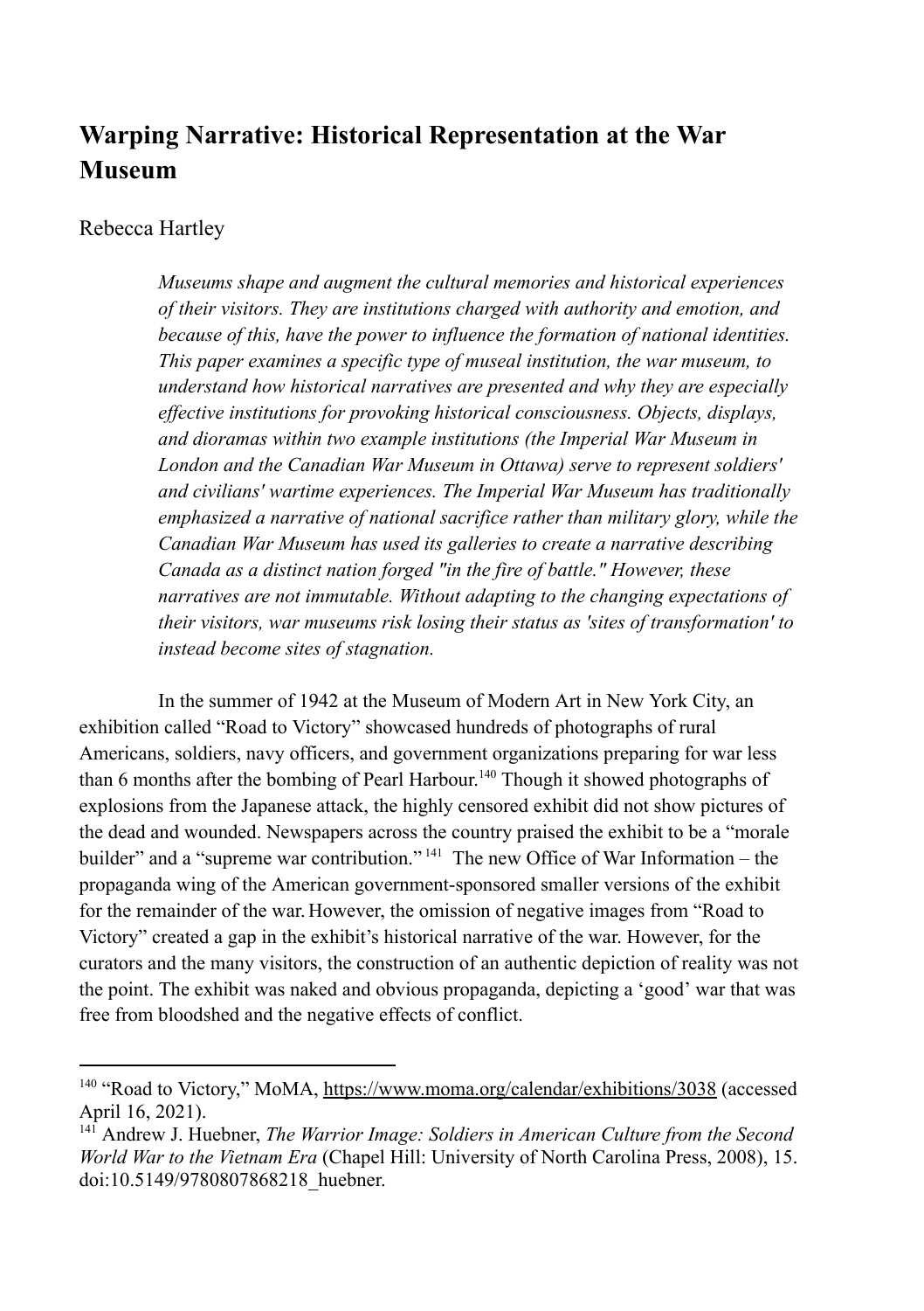# Warping Narrative: Historical Representation at the War Museum

Rebecca Hartley

> *Museums shape and augment the cultural memories and historical experiences of their visitors. They are institutions charged with authority and emotion, and because of this, have the power to influence the formation of national identities. This paper examines a specific type of museal institution, the war museum, to understand how historical narratives are presented and why they are especially effective institutions for provoking historical consciousness. Objects, displays, and dioramas within two example institutions (the Imperial War Museum in London and the Canadian War Museum in Ottawa) serve to represent soldiers' and civilians' wartime experiences. The Imperial War Museum has traditionally emphasized a narrative of national sacrifice rather than military glory, while the Canadian War Museum has used its galleries to create a narrative describing Canada as a distinct nation forged "in the fire of battle." However, these narratives are not immutable. Without adapting to the changing expectations of their visitors, war museums risk losing their status as 'sites of transformation' to instead become sites of stagnation.*

In the summer of 1942 at the Museum of Modern Art in New York City, an exhibition called "Road to Victory" showcased hundreds of photographs of rural Americans, soldiers, navy officers, and government organizations preparing for war less than 6 months after the bombing of Pearl Harbour.[140] Though it showed photographs of explosions from the Japanese attack, the highly censored exhibit did not show pictures of the dead and wounded. Newspapers across the country praised the exhibit to be a "morale builder" and a "supreme war contribution." [141] The new Office of War Information – the propaganda wing of the American government-sponsored smaller versions of the exhibit for the remainder of the war. However, the omission of negative images from "Road to Victory" created a gap in the exhibit's historical narrative of the war. However, for the curators and the many visitors, the construction of an authentic depiction of reality was not the point. The exhibit was naked and obvious propaganda, depicting a 'good' war that was free from bloodshed and the negative effects of conflict.

---

[140] "Road to Victory," MoMA, https://www.moma.org/calendar/exhibitions/3038 (accessed April 16, 2021).

[141] Andrew J. Huebner, *The Warrior Image: Soldiers in American Culture from the Second World War to the Vietnam Era* (Chapel Hill: University of North Carolina Press, 2008), 15. doi:10.5149/9780807868218_huebner.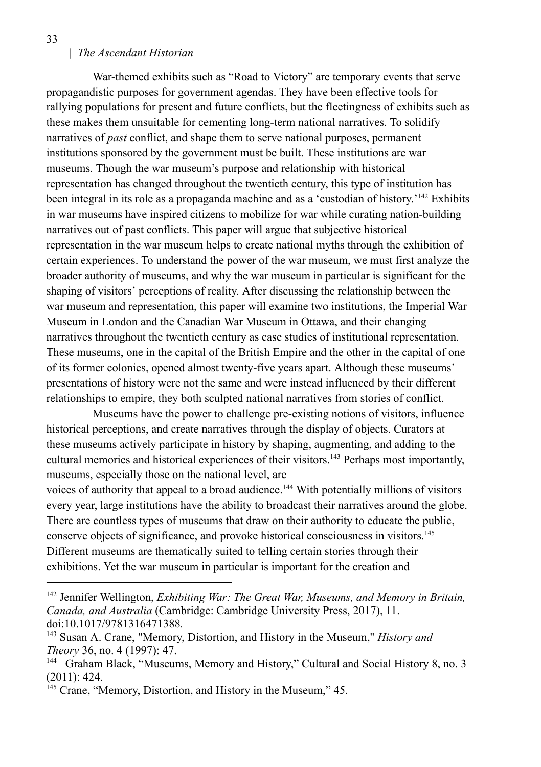War-themed exhibits such as "Road to Victory" are temporary events that serve propagandistic purposes for government agendas. They have been effective tools for rallying populations for present and future conflicts, but the fleetingness of exhibits such as these makes them unsuitable for cementing long-term national narratives. To solidify narratives of *past* conflict, and shape them to serve national purposes, permanent institutions sponsored by the government must be built. These institutions are war museums. Though the war museum's purpose and relationship with historical representation has changed throughout the twentieth century, this type of institution has been integral in its role as a propaganda machine and as a 'custodian of history.'[142] Exhibits in war museums have inspired citizens to mobilize for war while curating nation-building narratives out of past conflicts. This paper will argue that subjective historical representation in the war museum helps to create national myths through the exhibition of certain experiences. To understand the power of the war museum, we must first analyze the broader authority of museums, and why the war museum in particular is significant for the shaping of visitors' perceptions of reality. After discussing the relationship between the war museum and representation, this paper will examine two institutions, the Imperial War Museum in London and the Canadian War Museum in Ottawa, and their changing narratives throughout the twentieth century as case studies of institutional representation. These museums, one in the capital of the British Empire and the other in the capital of one of its former colonies, opened almost twenty-five years apart. Although these museums' presentations of history were not the same and were instead influenced by their different relationships to empire, they both sculpted national narratives from stories of conflict.

Museums have the power to challenge pre-existing notions of visitors, influence historical perceptions, and create narratives through the display of objects. Curators at these museums actively participate in history by shaping, augmenting, and adding to the cultural memories and historical experiences of their visitors.[143] Perhaps most importantly, museums, especially those on the national level, are voices of authority that appeal to a broad audience.[144] With potentially millions of visitors every year, large institutions have the ability to broadcast their narratives around the globe. There are countless types of museums that draw on their authority to educate the public, conserve objects of significance, and provoke historical consciousness in visitors.[145] Different museums are thematically suited to telling certain stories through their exhibitions. Yet the war museum in particular is important for the creation and

---

[142] Jennifer Wellington, *Exhibiting War: The Great War, Museums, and Memory in Britain, Canada, and Australia* (Cambridge: Cambridge University Press, 2017), 11. doi:10.1017/9781316471388.

[143] Susan A. Crane, "Memory, Distortion, and History in the Museum," *History and Theory* 36, no. 4 (1997): 47.

[144] Graham Black, "Museums, Memory and History," Cultural and Social History 8, no. 3 (2011): 424.

[145] Crane, "Memory, Distortion, and History in the Museum," 45.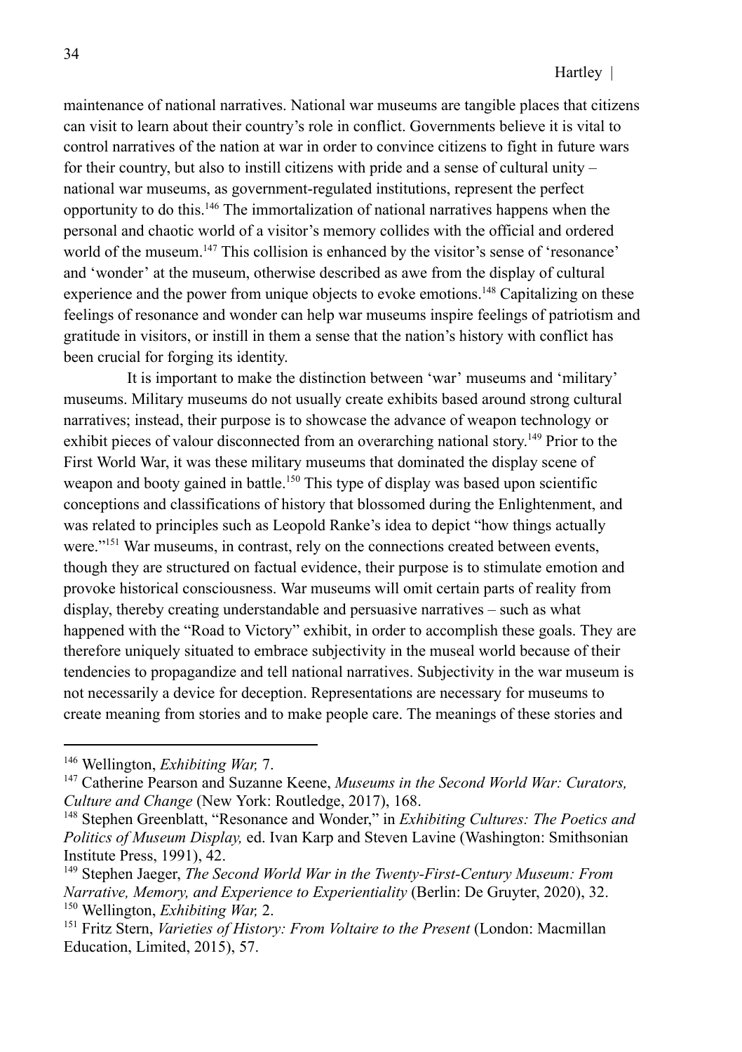maintenance of national narratives. National war museums are tangible places that citizens can visit to learn about their country's role in conflict. Governments believe it is vital to control narratives of the nation at war in order to convince citizens to fight in future wars for their country, but also to instill citizens with pride and a sense of cultural unity – national war museums, as government-regulated institutions, represent the perfect opportunity to do this.[146] The immortalization of national narratives happens when the personal and chaotic world of a visitor's memory collides with the official and ordered world of the museum.[147] This collision is enhanced by the visitor's sense of 'resonance' and 'wonder' at the museum, otherwise described as awe from the display of cultural experience and the power from unique objects to evoke emotions.[148] Capitalizing on these feelings of resonance and wonder can help war museums inspire feelings of patriotism and gratitude in visitors, or instill in them a sense that the nation's history with conflict has been crucial for forging its identity.

It is important to make the distinction between 'war' museums and 'military' museums. Military museums do not usually create exhibits based around strong cultural narratives; instead, their purpose is to showcase the advance of weapon technology or exhibit pieces of valour disconnected from an overarching national story.[149] Prior to the First World War, it was these military museums that dominated the display scene of weapon and booty gained in battle.[150] This type of display was based upon scientific conceptions and classifications of history that blossomed during the Enlightenment, and was related to principles such as Leopold Ranke's idea to depict "how things actually were."[151] War museums, in contrast, rely on the connections created between events, though they are structured on factual evidence, their purpose is to stimulate emotion and provoke historical consciousness. War museums will omit certain parts of reality from display, thereby creating understandable and persuasive narratives – such as what happened with the "Road to Victory" exhibit, in order to accomplish these goals. They are therefore uniquely situated to embrace subjectivity in the museal world because of their tendencies to propagandize and tell national narratives. Subjectivity in the war museum is not necessarily a device for deception. Representations are necessary for museums to create meaning from stories and to make people care. The meanings of these stories and

---

[146] Wellington, *Exhibiting War,* 7.

[147] Catherine Pearson and Suzanne Keene, *Museums in the Second World War: Curators, Culture and Change* (New York: Routledge, 2017), 168.

[148] Stephen Greenblatt, "Resonance and Wonder," in *Exhibiting Cultures: The Poetics and Politics of Museum Display,* ed. Ivan Karp and Steven Lavine (Washington: Smithsonian Institute Press, 1991), 42.

[149] Stephen Jaeger, *The Second World War in the Twenty-First-Century Museum: From Narrative, Memory, and Experience to Experientiality* (Berlin: De Gruyter, 2020), 32.

[150] Wellington, *Exhibiting War,* 2.

[151] Fritz Stern, *Varieties of History: From Voltaire to the Present* (London: Macmillan Education, Limited, 2015), 57.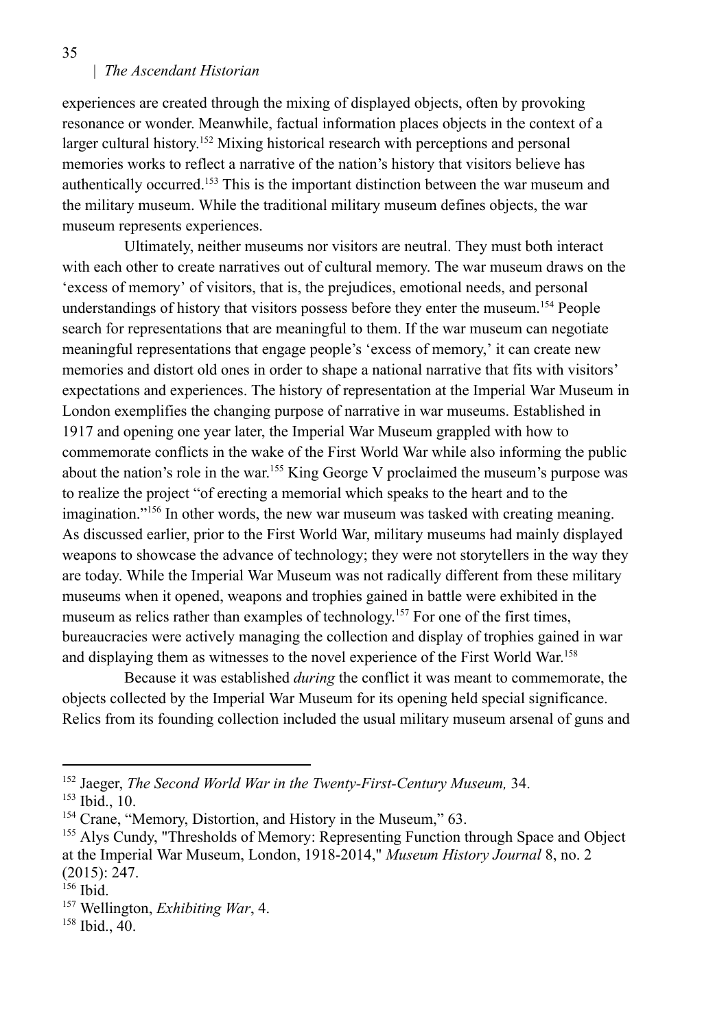experiences are created through the mixing of displayed objects, often by provoking resonance or wonder. Meanwhile, factual information places objects in the context of a larger cultural history.[152] Mixing historical research with perceptions and personal memories works to reflect a narrative of the nation's history that visitors believe has authentically occurred.[153] This is the important distinction between the war museum and the military museum. While the traditional military museum defines objects, the war museum represents experiences.

Ultimately, neither museums nor visitors are neutral. They must both interact with each other to create narratives out of cultural memory. The war museum draws on the 'excess of memory' of visitors, that is, the prejudices, emotional needs, and personal understandings of history that visitors possess before they enter the museum.[154] People search for representations that are meaningful to them. If the war museum can negotiate meaningful representations that engage people's 'excess of memory,' it can create new memories and distort old ones in order to shape a national narrative that fits with visitors' expectations and experiences. The history of representation at the Imperial War Museum in London exemplifies the changing purpose of narrative in war museums. Established in 1917 and opening one year later, the Imperial War Museum grappled with how to commemorate conflicts in the wake of the First World War while also informing the public about the nation's role in the war.[155] King George V proclaimed the museum's purpose was to realize the project "of erecting a memorial which speaks to the heart and to the imagination."[156] In other words, the new war museum was tasked with creating meaning. As discussed earlier, prior to the First World War, military museums had mainly displayed weapons to showcase the advance of technology; they were not storytellers in the way they are today. While the Imperial War Museum was not radically different from these military museums when it opened, weapons and trophies gained in battle were exhibited in the museum as relics rather than examples of technology.[157] For one of the first times, bureaucracies were actively managing the collection and display of trophies gained in war and displaying them as witnesses to the novel experience of the First World War.[158]

Because it was established *during* the conflict it was meant to commemorate, the objects collected by the Imperial War Museum for its opening held special significance. Relics from its founding collection included the usual military museum arsenal of guns and

---

[152] Jaeger, *The Second World War in the Twenty-First-Century Museum,* 34.

[153] Ibid., 10.

[154] Crane, "Memory, Distortion, and History in the Museum," 63.

[155] Alys Cundy, "Thresholds of Memory: Representing Function through Space and Object at the Imperial War Museum, London, 1918-2014," *Museum History Journal* 8, no. 2 (2015): 247.

[156] Ibid.

[157] Wellington, *Exhibiting War*, 4.

[158] Ibid., 40.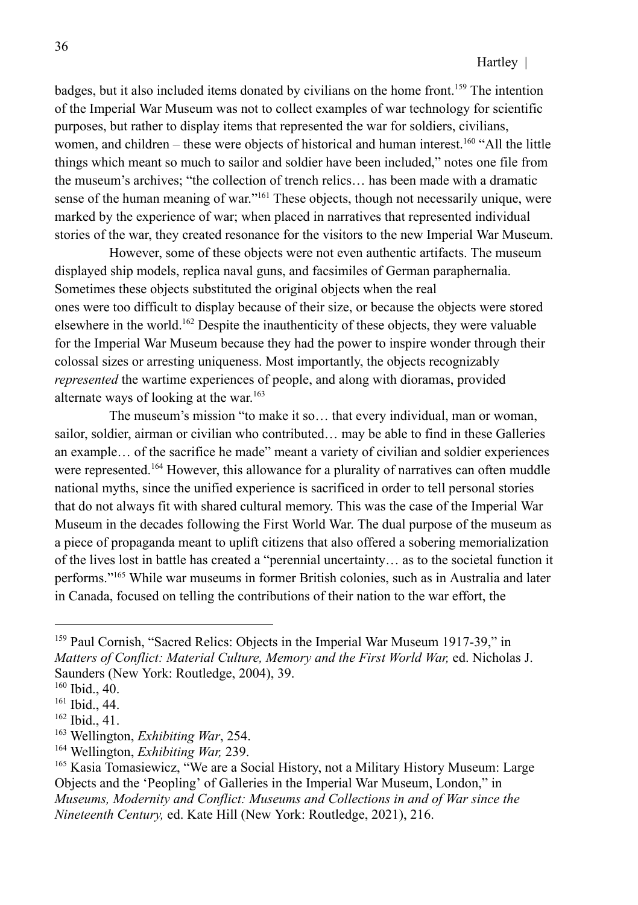badges, but it also included items donated by civilians on the home front.[159] The intention of the Imperial War Museum was not to collect examples of war technology for scientific purposes, but rather to display items that represented the war for soldiers, civilians, women, and children – these were objects of historical and human interest.[160] "All the little things which meant so much to sailor and soldier have been included," notes one file from the museum's archives; "the collection of trench relics… has been made with a dramatic sense of the human meaning of war."[161] These objects, though not necessarily unique, were marked by the experience of war; when placed in narratives that represented individual stories of the war, they created resonance for the visitors to the new Imperial War Museum.

However, some of these objects were not even authentic artifacts. The museum displayed ship models, replica naval guns, and facsimiles of German paraphernalia. Sometimes these objects substituted the original objects when the real ones were too difficult to display because of their size, or because the objects were stored elsewhere in the world.[162] Despite the inauthenticity of these objects, they were valuable for the Imperial War Museum because they had the power to inspire wonder through their colossal sizes or arresting uniqueness. Most importantly, the objects recognizably *represented* the wartime experiences of people, and along with dioramas, provided alternate ways of looking at the war.[163]

The museum's mission "to make it so… that every individual, man or woman, sailor, soldier, airman or civilian who contributed… may be able to find in these Galleries an example… of the sacrifice he made" meant a variety of civilian and soldier experiences were represented.[164] However, this allowance for a plurality of narratives can often muddle national myths, since the unified experience is sacrificed in order to tell personal stories that do not always fit with shared cultural memory. This was the case of the Imperial War Museum in the decades following the First World War. The dual purpose of the museum as a piece of propaganda meant to uplift citizens that also offered a sobering memorialization of the lives lost in battle has created a "perennial uncertainty… as to the societal function it performs."[165] While war museums in former British colonies, such as in Australia and later in Canada, focused on telling the contributions of their nation to the war effort, the

---

[159] Paul Cornish, "Sacred Relics: Objects in the Imperial War Museum 1917-39," in *Matters of Conflict: Material Culture, Memory and the First World War,* ed. Nicholas J. Saunders (New York: Routledge, 2004), 39.

[160] Ibid., 40.

[161] Ibid., 44.

[162] Ibid., 41.

[163] Wellington, *Exhibiting War*, 254.

[164] Wellington, *Exhibiting War,* 239.

[165] Kasia Tomasiewicz, "We are a Social History, not a Military History Museum: Large Objects and the 'Peopling' of Galleries in the Imperial War Museum, London," in *Museums, Modernity and Conflict: Museums and Collections in and of War since the Nineteenth Century,* ed. Kate Hill (New York: Routledge, 2021), 216.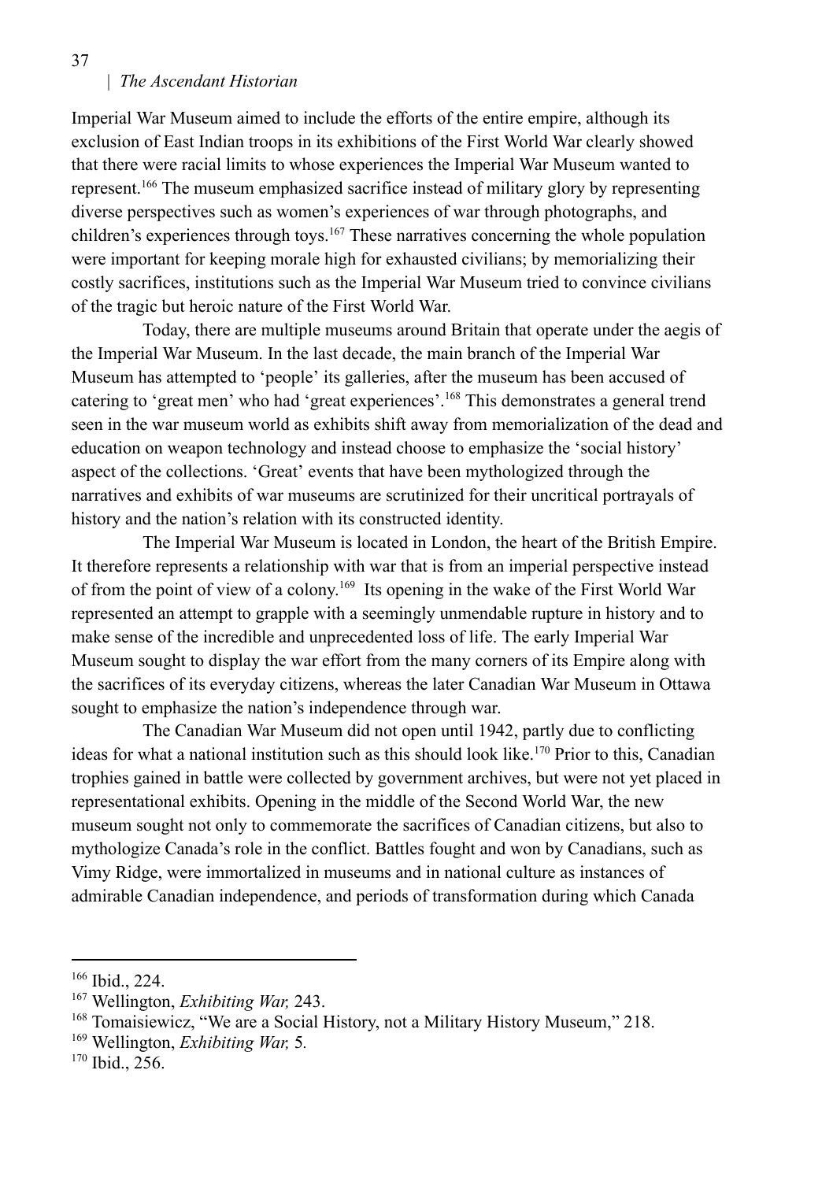Imperial War Museum aimed to include the efforts of the entire empire, although its exclusion of East Indian troops in its exhibitions of the First World War clearly showed that there were racial limits to whose experiences the Imperial War Museum wanted to represent.[166] The museum emphasized sacrifice instead of military glory by representing diverse perspectives such as women's experiences of war through photographs, and children's experiences through toys.[167] These narratives concerning the whole population were important for keeping morale high for exhausted civilians; by memorializing their costly sacrifices, institutions such as the Imperial War Museum tried to convince civilians of the tragic but heroic nature of the First World War.

Today, there are multiple museums around Britain that operate under the aegis of the Imperial War Museum. In the last decade, the main branch of the Imperial War Museum has attempted to 'people' its galleries, after the museum has been accused of catering to 'great men' who had 'great experiences'.[168] This demonstrates a general trend seen in the war museum world as exhibits shift away from memorialization of the dead and education on weapon technology and instead choose to emphasize the 'social history' aspect of the collections. 'Great' events that have been mythologized through the narratives and exhibits of war museums are scrutinized for their uncritical portrayals of history and the nation's relation with its constructed identity.

The Imperial War Museum is located in London, the heart of the British Empire. It therefore represents a relationship with war that is from an imperial perspective instead of from the point of view of a colony.[169] Its opening in the wake of the First World War represented an attempt to grapple with a seemingly unmendable rupture in history and to make sense of the incredible and unprecedented loss of life. The early Imperial War Museum sought to display the war effort from the many corners of its Empire along with the sacrifices of its everyday citizens, whereas the later Canadian War Museum in Ottawa sought to emphasize the nation's independence through war.

The Canadian War Museum did not open until 1942, partly due to conflicting ideas for what a national institution such as this should look like.[170] Prior to this, Canadian trophies gained in battle were collected by government archives, but were not yet placed in representational exhibits. Opening in the middle of the Second World War, the new museum sought not only to commemorate the sacrifices of Canadian citizens, but also to mythologize Canada's role in the conflict. Battles fought and won by Canadians, such as Vimy Ridge, were immortalized in museums and in national culture as instances of admirable Canadian independence, and periods of transformation during which Canada

---

[166] Ibid., 224.

[167] Wellington, *Exhibiting War,* 243.

[168] Tomaisiewicz, "We are a Social History, not a Military History Museum," 218.

[169] Wellington, *Exhibiting War,* 5.

[170] Ibid., 256.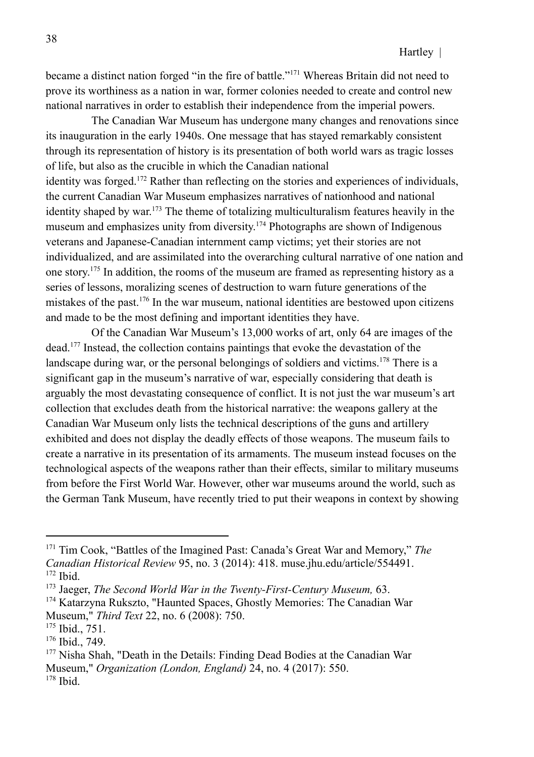became a distinct nation forged "in the fire of battle."[171] Whereas Britain did not need to prove its worthiness as a nation in war, former colonies needed to create and control new national narratives in order to establish their independence from the imperial powers.

The Canadian War Museum has undergone many changes and renovations since its inauguration in the early 1940s. One message that has stayed remarkably consistent through its representation of history is its presentation of both world wars as tragic losses of life, but also as the crucible in which the Canadian national identity was forged.[172] Rather than reflecting on the stories and experiences of individuals, the current Canadian War Museum emphasizes narratives of nationhood and national identity shaped by war.[173] The theme of totalizing multiculturalism features heavily in the museum and emphasizes unity from diversity.[174] Photographs are shown of Indigenous veterans and Japanese-Canadian internment camp victims; yet their stories are not individualized, and are assimilated into the overarching cultural narrative of one nation and one story.[175] In addition, the rooms of the museum are framed as representing history as a series of lessons, moralizing scenes of destruction to warn future generations of the mistakes of the past.[176] In the war museum, national identities are bestowed upon citizens and made to be the most defining and important identities they have.

Of the Canadian War Museum's 13,000 works of art, only 64 are images of the dead.[177] Instead, the collection contains paintings that evoke the devastation of the landscape during war, or the personal belongings of soldiers and victims.[178] There is a significant gap in the museum's narrative of war, especially considering that death is arguably the most devastating consequence of conflict. It is not just the war museum's art collection that excludes death from the historical narrative: the weapons gallery at the Canadian War Museum only lists the technical descriptions of the guns and artillery exhibited and does not display the deadly effects of those weapons. The museum fails to create a narrative in its presentation of its armaments. The museum instead focuses on the technological aspects of the weapons rather than their effects, similar to military museums from before the First World War. However, other war museums around the world, such as the German Tank Museum, have recently tried to put their weapons in context by showing

---

[171] Tim Cook, "Battles of the Imagined Past: Canada's Great War and Memory," *The Canadian Historical Review* 95, no. 3 (2014): 418. muse.jhu.edu/article/554491.

[172] Ibid.

[173] Jaeger, *The Second World War in the Twenty-First-Century Museum,* 63.

[174] Katarzyna Rukszto, "Haunted Spaces, Ghostly Memories: The Canadian War Museum," *Third Text* 22, no. 6 (2008): 750.

[175] Ibid., 751.

[176] Ibid., 749.

[177] Nisha Shah, "Death in the Details: Finding Dead Bodies at the Canadian War Museum," *Organization (London, England)* 24, no. 4 (2017): 550.

[178] Ibid.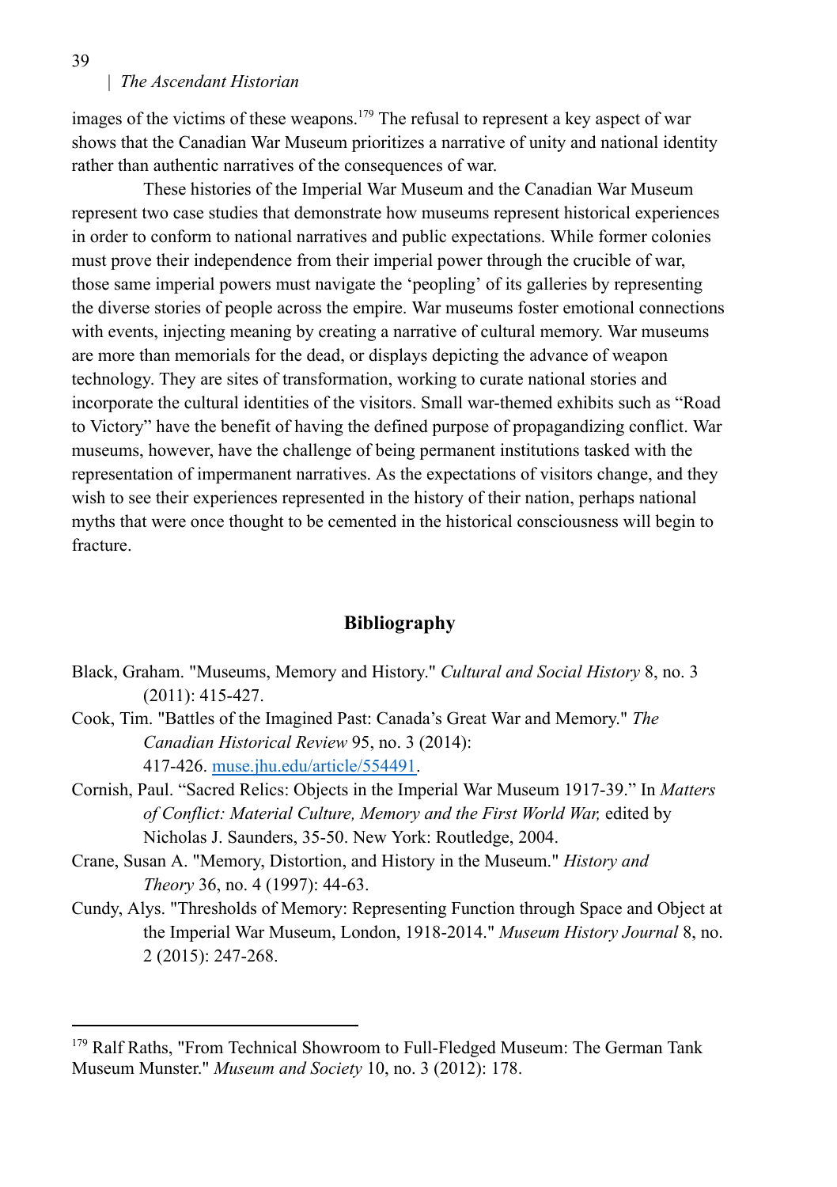images of the victims of these weapons.[179] The refusal to represent a key aspect of war shows that the Canadian War Museum prioritizes a narrative of unity and national identity rather than authentic narratives of the consequences of war.

These histories of the Imperial War Museum and the Canadian War Museum represent two case studies that demonstrate how museums represent historical experiences in order to conform to national narratives and public expectations. While former colonies must prove their independence from their imperial power through the crucible of war, those same imperial powers must navigate the 'peopling' of its galleries by representing the diverse stories of people across the empire. War museums foster emotional connections with events, injecting meaning by creating a narrative of cultural memory. War museums are more than memorials for the dead, or displays depicting the advance of weapon technology. They are sites of transformation, working to curate national stories and incorporate the cultural identities of the visitors. Small war-themed exhibits such as "Road to Victory" have the benefit of having the defined purpose of propagandizing conflict. War museums, however, have the challenge of being permanent institutions tasked with the representation of impermanent narratives. As the expectations of visitors change, and they wish to see their experiences represented in the history of their nation, perhaps national myths that were once thought to be cemented in the historical consciousness will begin to fracture.

## Bibliography

Black, Graham. "Museums, Memory and History." *Cultural and Social History* 8, no. 3 (2011): 415-427.

Cook, Tim. "Battles of the Imagined Past: Canada's Great War and Memory." *The Canadian Historical Review* 95, no. 3 (2014): 417-426. [muse.jhu.edu/article/554491](muse.jhu.edu/article/554491).

Cornish, Paul. "Sacred Relics: Objects in the Imperial War Museum 1917-39." In *Matters of Conflict: Material Culture, Memory and the First World War,* edited by Nicholas J. Saunders, 35-50. New York: Routledge, 2004.

Crane, Susan A. "Memory, Distortion, and History in the Museum." *History and Theory* 36, no. 4 (1997): 44-63.

Cundy, Alys. "Thresholds of Memory: Representing Function through Space and Object at the Imperial War Museum, London, 1918-2014." *Museum History Journal* 8, no. 2 (2015): 247-268.

---

[179] Ralf Raths, "From Technical Showroom to Full-Fledged Museum: The German Tank Museum Munster." *Museum and Society* 10, no. 3 (2012): 178.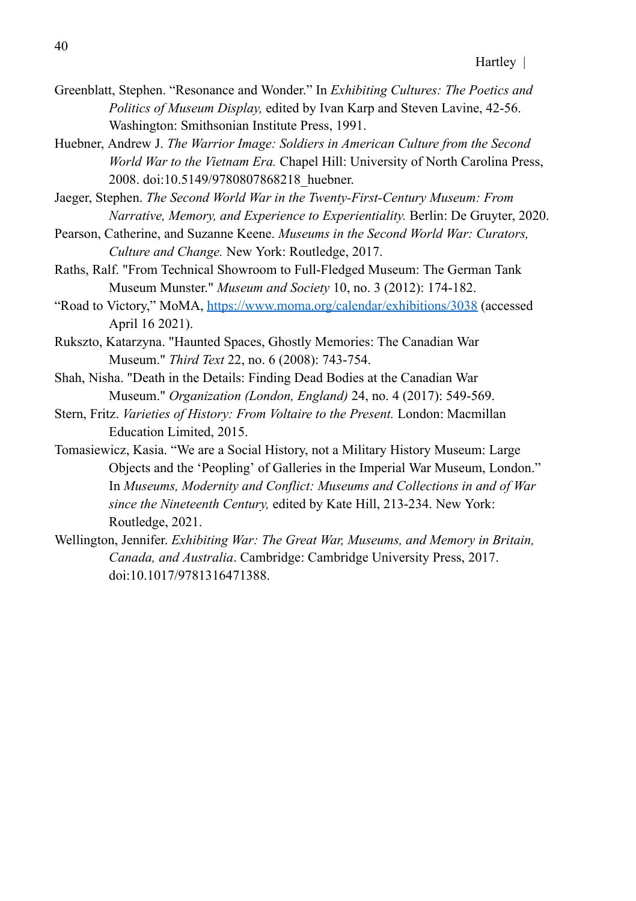Greenblatt, Stephen. “Resonance and Wonder.” In *Exhibiting Cultures: The Poetics and Politics of Museum Display,* edited by Ivan Karp and Steven Lavine, 42-56. Washington: Smithsonian Institute Press, 1991.

Huebner, Andrew J. *The Warrior Image: Soldiers in American Culture from the Second World War to the Vietnam Era.* Chapel Hill: University of North Carolina Press, 2008. doi:10.5149/9780807868218_huebner.

Jaeger, Stephen. *The Second World War in the Twenty-First-Century Museum: From Narrative, Memory, and Experience to Experientiality.* Berlin: De Gruyter, 2020.

Pearson, Catherine, and Suzanne Keene. *Museums in the Second World War: Curators, Culture and Change.* New York: Routledge, 2017.

Raths, Ralf. "From Technical Showroom to Full-Fledged Museum: The German Tank Museum Munster." *Museum and Society* 10, no. 3 (2012): 174-182.

“Road to Victory,” MoMA, [https://www.moma.org/calendar/exhibitions/3038](https://www.moma.org/calendar/exhibitions/3038) (accessed April 16 2021).

Rukszto, Katarzyna. "Haunted Spaces, Ghostly Memories: The Canadian War Museum." *Third Text* 22, no. 6 (2008): 743-754.

Shah, Nisha. "Death in the Details: Finding Dead Bodies at the Canadian War Museum." *Organization (London, England)* 24, no. 4 (2017): 549-569.

Stern, Fritz. *Varieties of History: From Voltaire to the Present.* London: Macmillan Education Limited, 2015.

Tomasiewicz, Kasia. “We are a Social History, not a Military History Museum: Large Objects and the ‘Peopling’ of Galleries in the Imperial War Museum, London.” In *Museums, Modernity and Conflict: Museums and Collections in and of War since the Nineteenth Century,* edited by Kate Hill, 213-234. New York: Routledge, 2021.

Wellington, Jennifer. *Exhibiting War: The Great War, Museums, and Memory in Britain, Canada, and Australia*. Cambridge: Cambridge University Press, 2017. doi:10.1017/9781316471388.